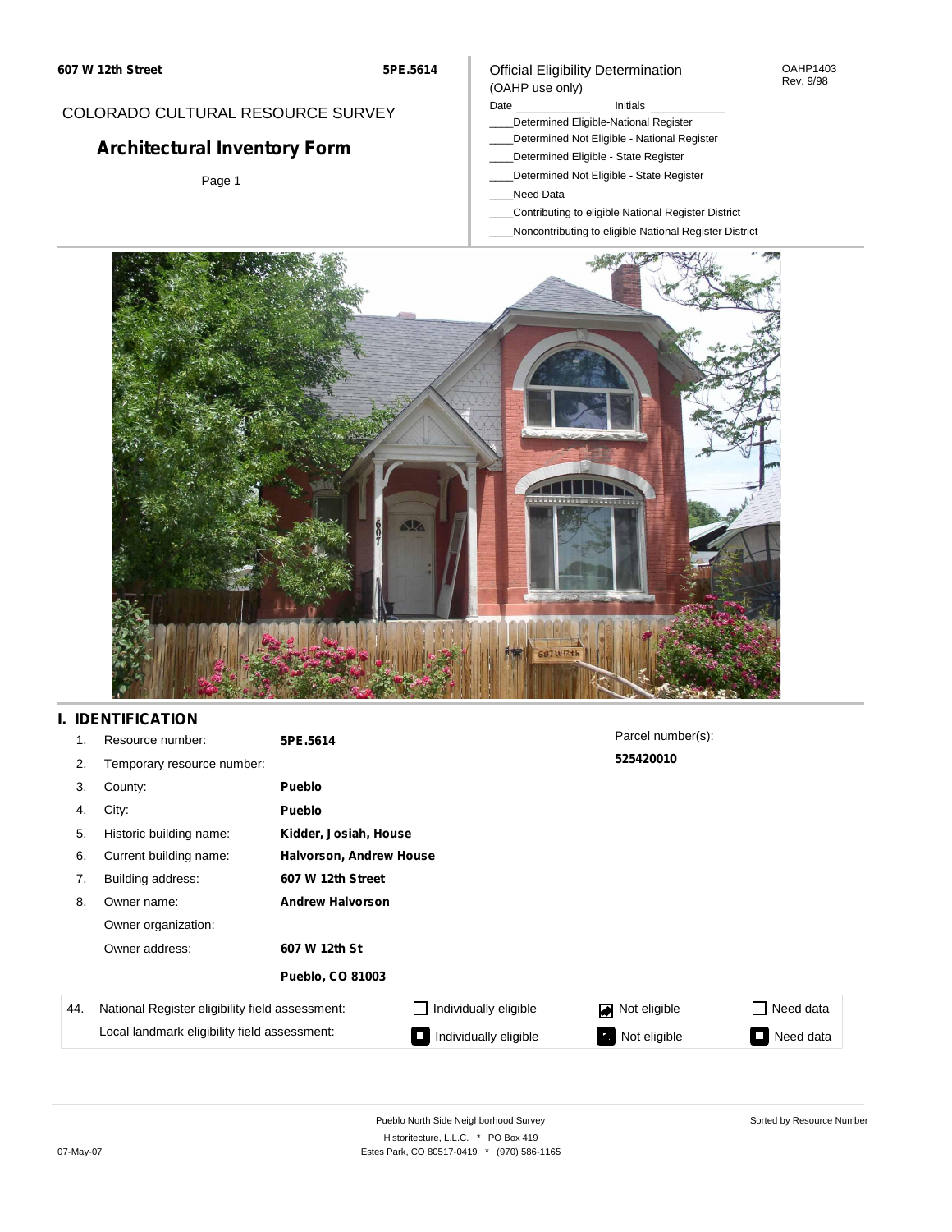607 W 12th Street

5PE.5614

COLORADO CULTURAL RESOURCE SURVEY

# Architectural Inventory Form

Official Eligibility Determination
(OAHP use only)

OAHP1403
Rev. 9/98

Date ____________ Initials ____________

____Determined Eligible-National Register
____Determined Not Eligible - National Register
____Determined Eligible - State Register
____Determined Not Eligible - State Register
____Need Data
____Contributing to eligible National Register District
____Noncontributing to eligible National Register District

## I. IDENTIFICATION

1. Resource number: **5PE.5614**
2. Temporary resource number:
3. County: **Pueblo**
4. City: **Pueblo**
5. Historic building name: **Kidder, Josiah, House**
6. Current building name: **Halvorson, Andrew House**
7. Building address: **607 W 12th Street**
8. Owner name: **Andrew Halvorson**

   Owner organization:

   Owner address: **607 W 12th St**

   **Pueblo, CO 81003**

Parcel number(s):
**525420010**

| 44. | National Register eligibility field assessment: | ☐ Individually eligible | ☑ Not eligible | ☐ Need data |
|---|---|---|---|---|
| | Local landmark eligibility field assessment: | ☐ Individually eligible | ☐ Not eligible | ☐ Need data |

Pueblo North Side Neighborhood Survey
Historitecture, L.L.C. * PO Box 419
Estes Park, CO 80517-0419 * (970) 586-1165

Sorted by Resource Number

07-May-07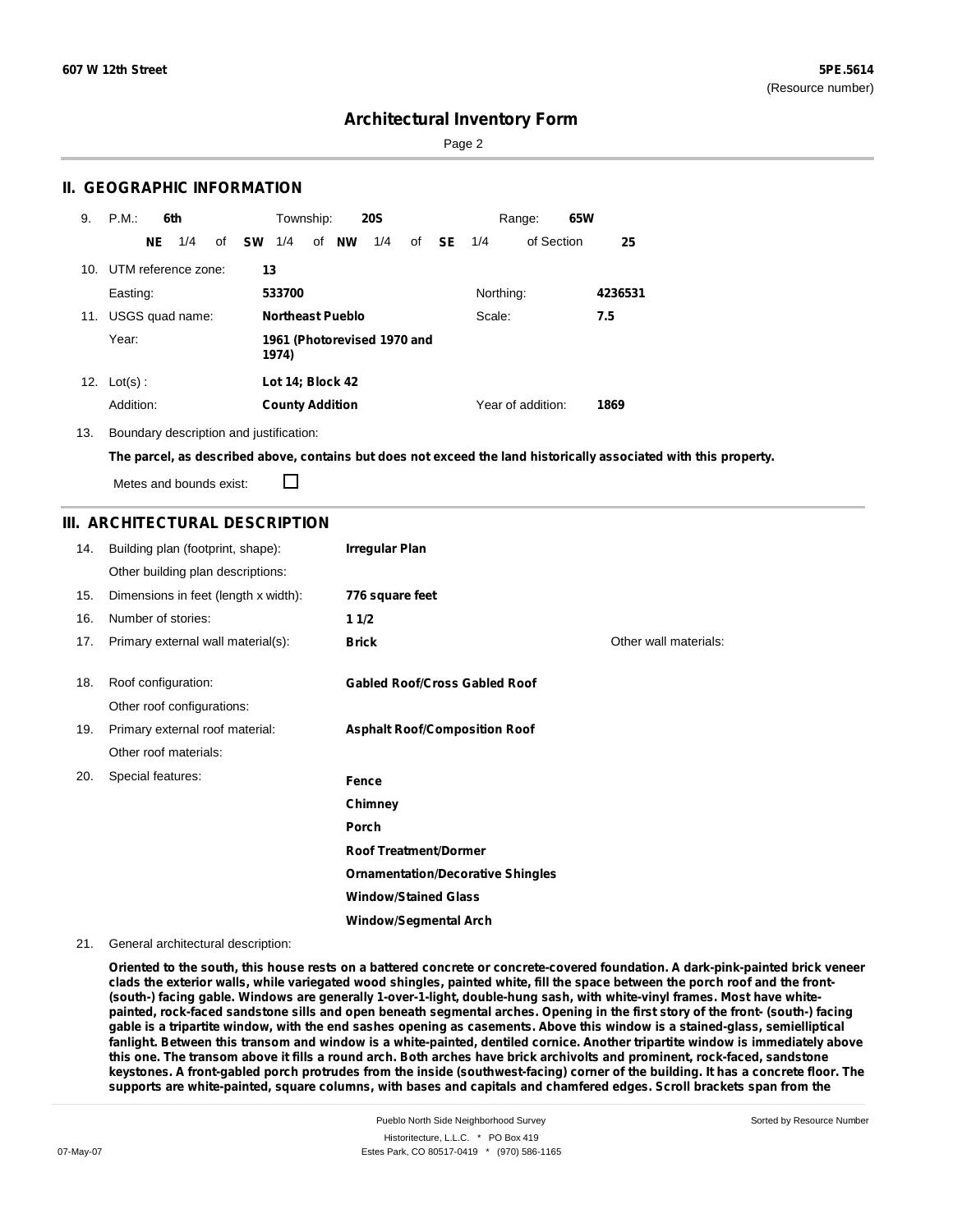## Architectural Inventory Form

## II. GEOGRAPHIC INFORMATION

9. P.M.: **6th** Township: **20S** Range: **65W**

**NE** 1/4 of **SW** 1/4 of **NW** 1/4 of **SE** 1/4 of Section **25**

10. UTM reference zone: **13**

Easting: **533700** Northing: **4236531**

11. USGS quad name: **Northeast Pueblo** Scale: **7.5**

Year: **1961 (Photorevised 1970 and 1974)**

12. Lot(s) : **Lot 14; Block 42**

Addition: **County Addition** Year of addition: **1869**

13. Boundary description and justification:

**The parcel, as described above, contains but does not exceed the land historically associated with this property.**

Metes and bounds exist: ☐

## III. ARCHITECTURAL DESCRIPTION

14. Building plan (footprint, shape): **Irregular Plan**

Other building plan descriptions:

15. Dimensions in feet (length x width): **776 square feet**

16. Number of stories: **1 1/2**

17. Primary external wall material(s): **Brick** Other wall materials:

18. Roof configuration: **Gabled Roof/Cross Gabled Roof**

Other roof configurations:

19. Primary external roof material: **Asphalt Roof/Composition Roof**

Other roof materials:

20. Special features:

**Fence**
**Chimney**
**Porch**
**Roof Treatment/Dormer**
**Ornamentation/Decorative Shingles**
**Window/Stained Glass**
**Window/Segmental Arch**

21. General architectural description:

**Oriented to the south, this house rests on a battered concrete or concrete-covered foundation. A dark-pink-painted brick veneer clads the exterior walls, while variegated wood shingles, painted white, fill the space between the porch roof and the front- (south-) facing gable. Windows are generally 1-over-1-light, double-hung sash, with white-vinyl frames. Most have white-painted, rock-faced sandstone sills and open beneath segmental arches. Opening in the first story of the front- (south-) facing gable is a tripartite window, with the end sashes opening as casements. Above this window is a stained-glass, semielliptical fanlight. Between this transom and window is a white-painted, dentiled cornice. Another tripartite window is immediately above this one. The transom above it fills a round arch. Both arches have brick archivolts and prominent, rock-faced, sandstone keystones. A front-gabled porch protrudes from the inside (southwest-facing) corner of the building. It has a concrete floor. The supports are white-painted, square columns, with bases and capitals and chamfered edges. Scroll brackets span from the**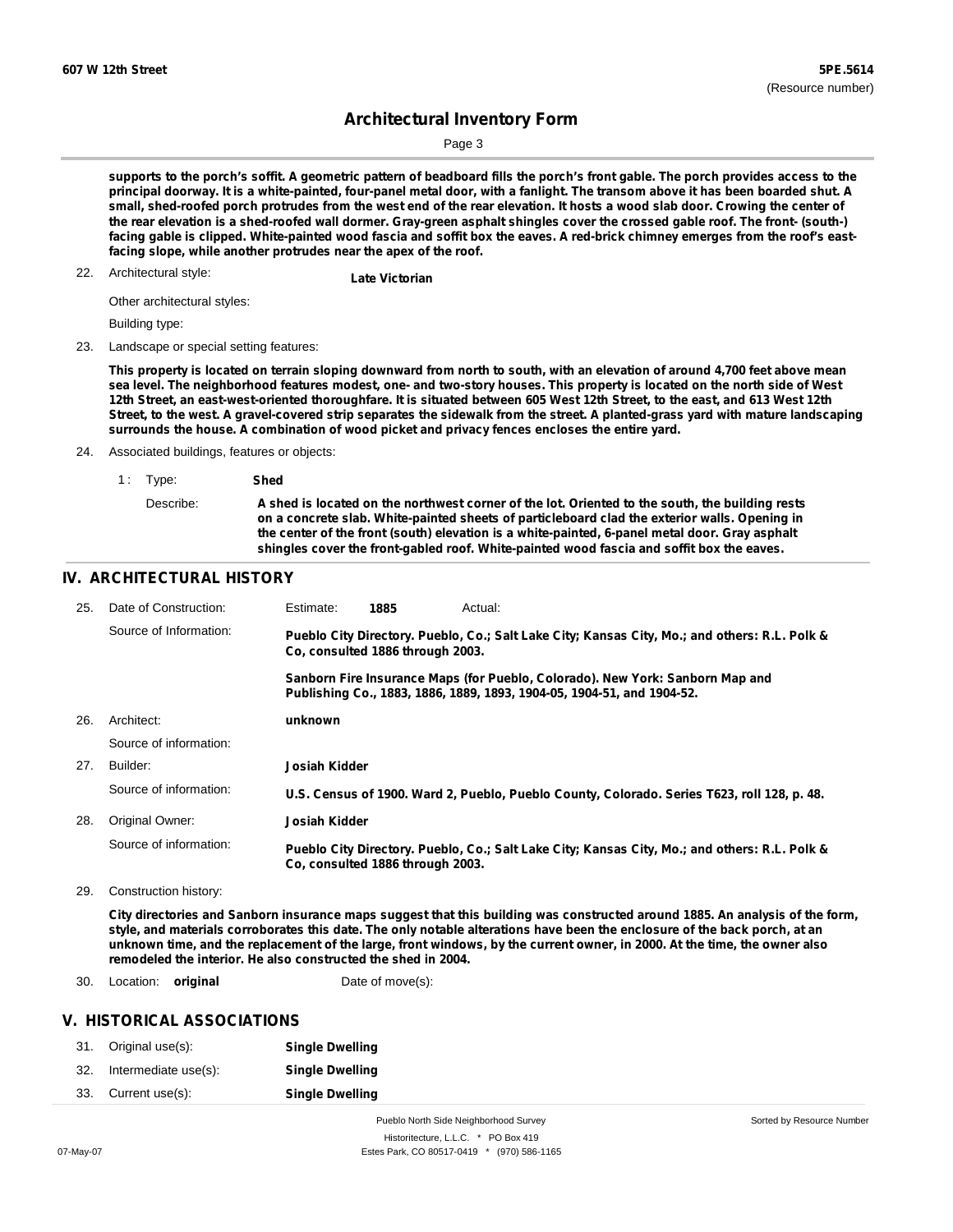**supports to the porch's soffit. A geometric pattern of beadboard fills the porch's front gable. The porch provides access to the principal doorway. It is a white-painted, four-panel metal door, with a fanlight. The transom above it has been boarded shut. A small, shed-roofed porch protrudes from the west end of the rear elevation. It hosts a wood slab door. Crowing the center of the rear elevation is a shed-roofed wall dormer. Gray-green asphalt shingles cover the crossed gable roof. The front- (south-) facing gable is clipped. White-painted wood fascia and soffit box the eaves. A red-brick chimney emerges from the roof's east-facing slope, while another protrudes near the apex of the roof.**

22. Architectural style: **Late Victorian**

    Other architectural styles:

    Building type:

23. Landscape or special setting features:

    **This property is located on terrain sloping downward from north to south, with an elevation of around 4,700 feet above mean sea level. The neighborhood features modest, one- and two-story houses. This property is located on the north side of West 12th Street, an east-west-oriented thoroughfare. It is situated between 605 West 12th Street, to the east, and 613 West 12th Street, to the west. A gravel-covered strip separates the sidewalk from the street. A planted-grass yard with mature landscaping surrounds the house. A combination of wood picket and privacy fences encloses the entire yard.**

24. Associated buildings, features or objects:

    1 : Type: **Shed**

    Describe: **A shed is located on the northwest corner of the lot. Oriented to the south, the building rests on a concrete slab. White-painted sheets of particleboard clad the exterior walls. Opening in the center of the front (south) elevation is a white-painted, 6-panel metal door. Gray asphalt shingles cover the front-gabled roof. White-painted wood fascia and soffit box the eaves.**

## IV. ARCHITECTURAL HISTORY

25. Date of Construction: Estimate: **1885** Actual:

    Source of Information: **Pueblo City Directory. Pueblo, Co.; Salt Lake City; Kansas City, Mo.; and others: R.L. Polk & Co, consulted 1886 through 2003.**

    **Sanborn Fire Insurance Maps (for Pueblo, Colorado). New York: Sanborn Map and Publishing Co., 1883, 1886, 1889, 1893, 1904-05, 1904-51, and 1904-52.**

26. Architect: **unknown**

    Source of information:

27. Builder: **Josiah Kidder**

    Source of information: **U.S. Census of 1900. Ward 2, Pueblo, Pueblo County, Colorado. Series T623, roll 128, p. 48.**

28. Original Owner: **Josiah Kidder**

    Source of information: **Pueblo City Directory. Pueblo, Co.; Salt Lake City; Kansas City, Mo.; and others: R.L. Polk & Co, consulted 1886 through 2003.**

29. Construction history:

    **City directories and Sanborn insurance maps suggest that this building was constructed around 1885. An analysis of the form, style, and materials corroborates this date. The only notable alterations have been the enclosure of the back porch, at an unknown time, and the replacement of the large, front windows, by the current owner, in 2000. At the time, the owner also remodeled the interior. He also constructed the shed in 2004.**

30. Location: **original** Date of move(s):

## V. HISTORICAL ASSOCIATIONS

31. Original use(s): **Single Dwelling**
32. Intermediate use(s): **Single Dwelling**
33. Current use(s): **Single Dwelling**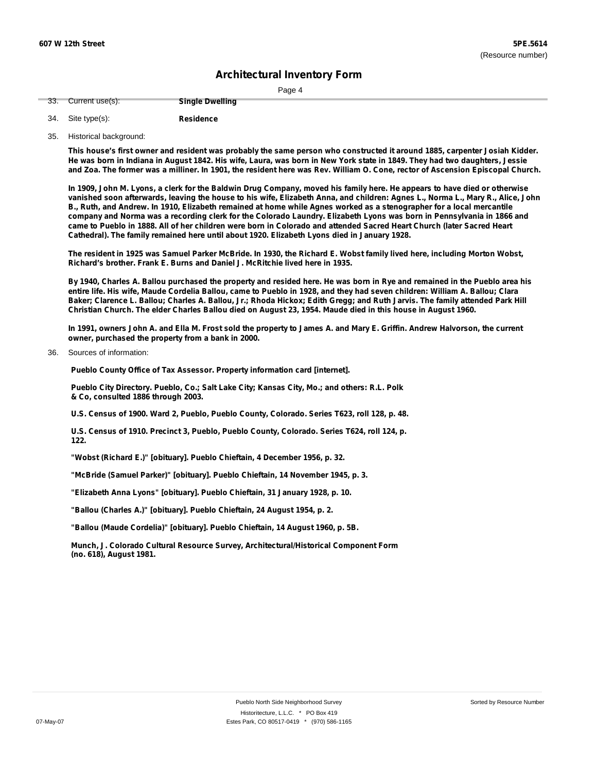# Architectural Inventory Form

33. Current use(s): **Single Dwelling**

34. Site type(s): **Residence**

35. Historical background:

**This house's first owner and resident was probably the same person who constructed it around 1885, carpenter Josiah Kidder. He was born in Indiana in August 1842. His wife, Laura, was born in New York state in 1849. They had two daughters, Jessie and Zoa. The former was a milliner. In 1901, the resident here was Rev. William O. Cone, rector of Ascension Episcopal Church.**

**In 1909, John M. Lyons, a clerk for the Baldwin Drug Company, moved his family here. He appears to have died or otherwise vanished soon afterwards, leaving the house to his wife, Elizabeth Anna, and children: Agnes L., Norma L., Mary R., Alice, John B., Ruth, and Andrew. In 1910, Elizabeth remained at home while Agnes worked as a stenographer for a local mercantile company and Norma was a recording clerk for the Colorado Laundry. Elizabeth Lyons was born in Pennsylvania in 1866 and came to Pueblo in 1888. All of her children were born in Colorado and attended Sacred Heart Church (later Sacred Heart Cathedral). The family remained here until about 1920. Elizabeth Lyons died in January 1928.**

**The resident in 1925 was Samuel Parker McBride. In 1930, the Richard E. Wobst family lived here, including Morton Wobst, Richard's brother. Frank E. Burns and Daniel J. McRitchie lived here in 1935.**

**By 1940, Charles A. Ballou purchased the property and resided here. He was born in Rye and remained in the Pueblo area his entire life. His wife, Maude Cordelia Ballou, came to Pueblo in 1928, and they had seven children: William A. Ballou; Clara Baker; Clarence L. Ballou; Charles A. Ballou, Jr.; Rhoda Hickox; Edith Gregg; and Ruth Jarvis. The family attended Park Hill Christian Church. The elder Charles Ballou died on August 23, 1954. Maude died in this house in August 1960.**

**In 1991, owners John A. and Ella M. Frost sold the property to James A. and Mary E. Griffin. Andrew Halvorson, the current owner, purchased the property from a bank in 2000.**

36. Sources of information:

**Pueblo County Office of Tax Assessor. Property information card [internet].**

**Pueblo City Directory. Pueblo, Co.; Salt Lake City; Kansas City, Mo.; and others: R.L. Polk & Co, consulted 1886 through 2003.**

**U.S. Census of 1900. Ward 2, Pueblo, Pueblo County, Colorado. Series T623, roll 128, p. 48.**

**U.S. Census of 1910. Precinct 3, Pueblo, Pueblo County, Colorado. Series T624, roll 124, p. 122.**

**"Wobst (Richard E.)" [obituary]. Pueblo Chieftain, 4 December 1956, p. 32.**

**"McBride (Samuel Parker)" [obituary]. Pueblo Chieftain, 14 November 1945, p. 3.**

**"Elizabeth Anna Lyons" [obituary]. Pueblo Chieftain, 31 January 1928, p. 10.**

**"Ballou (Charles A.)" [obituary]. Pueblo Chieftain, 24 August 1954, p. 2.**

**"Ballou (Maude Cordelia)" [obituary]. Pueblo Chieftain, 14 August 1960, p. 5B.**

**Munch, J. Colorado Cultural Resource Survey, Architectural/Historical Component Form (no. 618), August 1981.**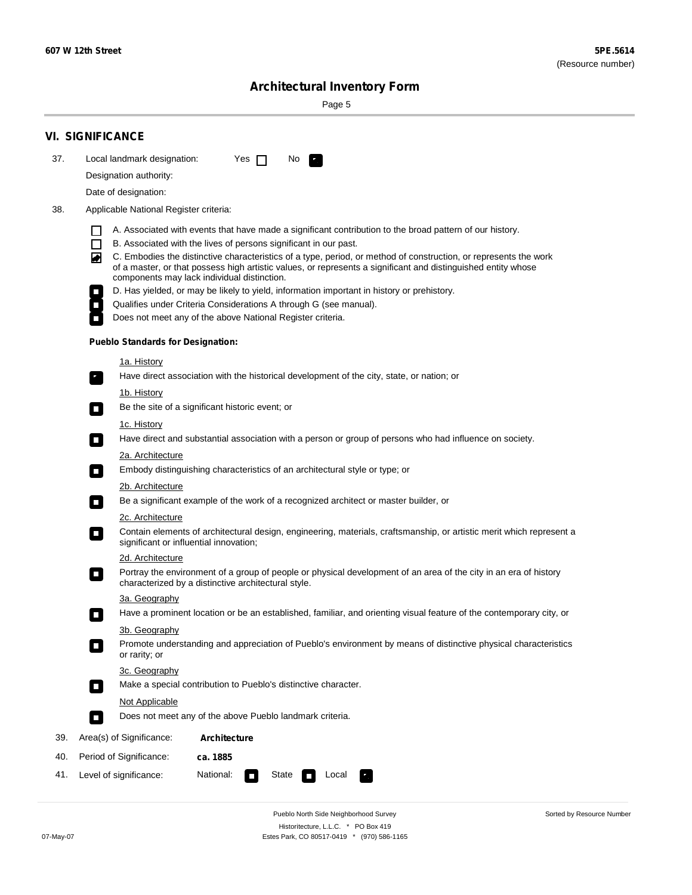## VI. SIGNIFICANCE

37. Local landmark designation: Yes ☐ No ☑

Designation authority:

Date of designation:

38. Applicable National Register criteria:

- ☐ A. Associated with events that have made a significant contribution to the broad pattern of our history.
- ☐ B. Associated with the lives of persons significant in our past.
- ☑ C. Embodies the distinctive characteristics of a type, period, or method of construction, or represents the work of a master, or that possess high artistic values, or represents a significant and distinguished entity whose components may lack individual distinction.
- ☐ D. Has yielded, or may be likely to yield, information important in history or prehistory.
- ☐ Qualifies under Criteria Considerations A through G (see manual).
- ☐ Does not meet any of the above National Register criteria.

**Pueblo Standards for Designation:**

1a. History
- ☑ Have direct association with the historical development of the city, state, or nation; or

1b. History
- ☐ Be the site of a significant historic event; or

1c. History
- ☐ Have direct and substantial association with a person or group of persons who had influence on society.

2a. Architecture
- ☐ Embody distinguishing characteristics of an architectural style or type; or

2b. Architecture
- ☐ Be a significant example of the work of a recognized architect or master builder, or

2c. Architecture
- ☐ Contain elements of architectural design, engineering, materials, craftsmanship, or artistic merit which represent a significant or influential innovation;

2d. Architecture
- ☐ Portray the environment of a group of people or physical development of an area of the city in an era of history characterized by a distinctive architectural style.

3a. Geography
- ☐ Have a prominent location or be an established, familiar, and orienting visual feature of the contemporary city, or

3b. Geography
- ☐ Promote understanding and appreciation of Pueblo's environment by means of distinctive physical characteristics or rarity; or

3c. Geography
- ☐ Make a special contribution to Pueblo's distinctive character.

Not Applicable
- ☐ Does not meet any of the above Pueblo landmark criteria.

39. Area(s) of Significance: **Architecture**

40. Period of Significance: **ca. 1885**

41. Level of significance: National: ☐ State ☐ Local ☑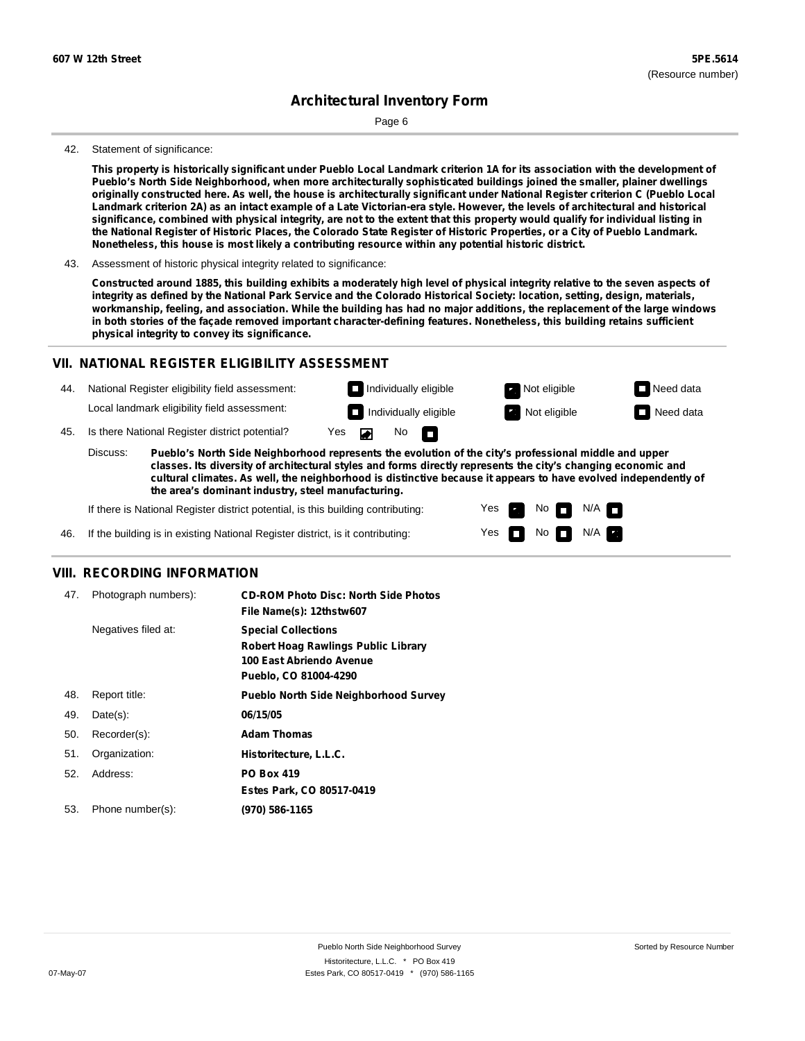42. Statement of significance:

**This property is historically significant under Pueblo Local Landmark criterion 1A for its association with the development of Pueblo's North Side Neighborhood, when more architecturally sophisticated buildings joined the smaller, plainer dwellings originally constructed here. As well, the house is architecturally significant under National Register criterion C (Pueblo Local Landmark criterion 2A) as an intact example of a Late Victorian-era style. However, the levels of architectural and historical significance, combined with physical integrity, are not to the extent that this property would qualify for individual listing in the National Register of Historic Places, the Colorado State Register of Historic Properties, or a City of Pueblo Landmark. Nonetheless, this house is most likely a contributing resource within any potential historic district.**

43. Assessment of historic physical integrity related to significance:

**Constructed around 1885, this building exhibits a moderately high level of physical integrity relative to the seven aspects of integrity as defined by the National Park Service and the Colorado Historical Society: location, setting, design, materials, workmanship, feeling, and association. While the building has had no major additions, the replacement of the large windows in both stories of the façade removed important character-defining features. Nonetheless, this building retains sufficient physical integrity to convey its significance.**

## VII. NATIONAL REGISTER ELIGIBILITY ASSESSMENT

44. National Register eligibility field assessment: ☐ Individually eligible ☒ Not eligible ☐ Need data

Local landmark eligibility field assessment: ☐ Individually eligible ☒ Not eligible ☐ Need data

45. Is there National Register district potential? Yes ☒ No ☐

Discuss: **Pueblo's North Side Neighborhood represents the evolution of the city's professional middle and upper classes. Its diversity of architectural styles and forms directly represents the city's changing economic and cultural climates. As well, the neighborhood is distinctive because it appears to have evolved independently of the area's dominant industry, steel manufacturing.**

If there is National Register district potential, is this building contributing: Yes ☒ No ☐ N/A ☐

46. If the building is in existing National Register district, is it contributing: Yes ☐ No ☐ N/A ☒

## VIII. RECORDING INFORMATION

47. Photograph numbers): **CD-ROM Photo Disc: North Side Photos**
**File Name(s): 12thstw607**

Negatives filed at: **Special Collections**
**Robert Hoag Rawlings Public Library**
**100 East Abriendo Avenue**
**Pueblo, CO 81004-4290**

48. Report title: **Pueblo North Side Neighborhood Survey**

49. Date(s): **06/15/05**

50. Recorder(s): **Adam Thomas**

51. Organization: **Historitecture, L.L.C.**

52. Address: **PO Box 419**
**Estes Park, CO 80517-0419**

53. Phone number(s): **(970) 586-1165**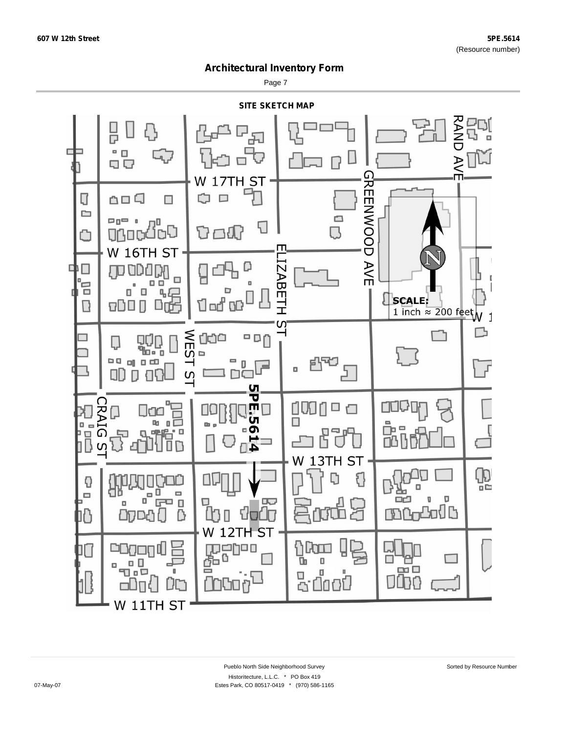# Architectural Inventory Form

## SITE SKETCH MAP

W 17TH ST

W 16TH ST

ELIZABETH ST

GREENWOOD AVE

RAND AVE

WEST ST

CRAIG ST

5PE.5614

W 13TH ST

W 12TH ST

W 11TH ST

SCALE:
1 inch ≈ 200 feet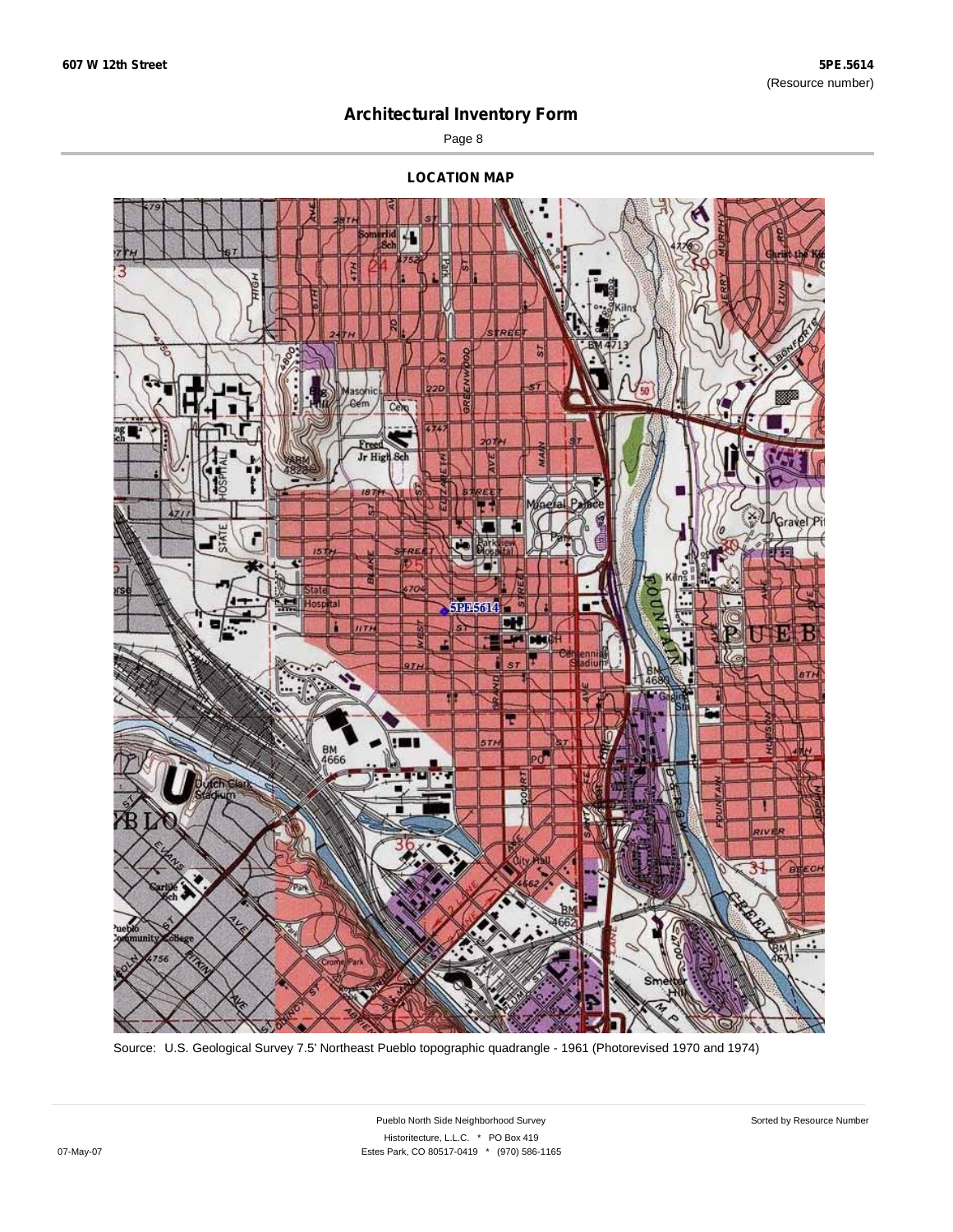# Architectural Inventory Form

## LOCATION MAP

Source: U.S. Geological Survey 7.5' Northeast Pueblo topographic quadrangle - 1961 (Photorevised 1970 and 1974)